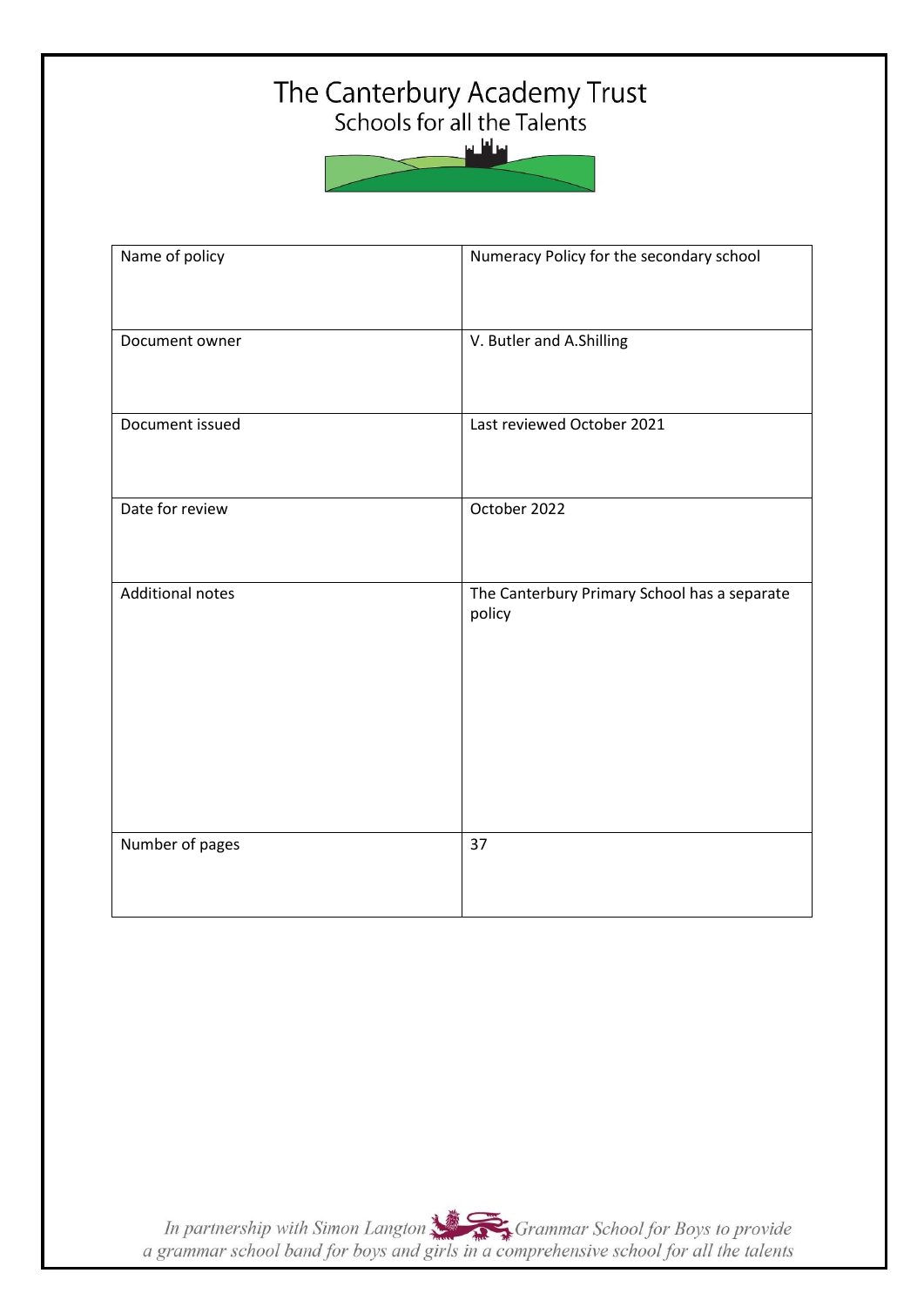# The Canterbury Academy Trust

## Schools for all the Talents

| Name of policy | Numeracy Policy for the secondary school |
|---|---|
| Document owner | V. Butler and A.Shilling |
| Document issued | Last reviewed October 2021 |
| Date for review | October 2022 |
| Additional notes | The Canterbury Primary School has a separate policy |
| Number of pages | 37 |

*In partnership with Simon Langton Grammar School for Boys to provide a grammar school band for boys and girls in a comprehensive school for all the talents*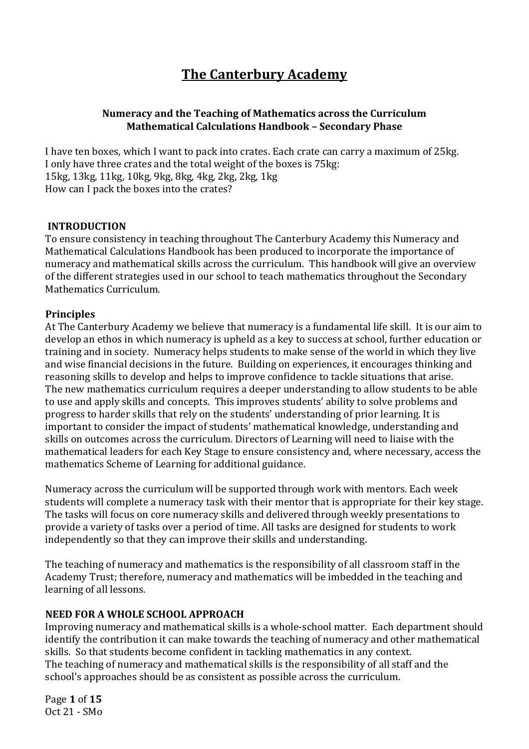# The Canterbury Academy

**Numeracy and the Teaching of Mathematics across the Curriculum**
**Mathematical Calculations Handbook – Secondary Phase**

I have ten boxes, which I want to pack into crates. Each crate can carry a maximum of 25kg.
I only have three crates and the total weight of the boxes is 75kg:
15kg, 13kg, 11kg, 10kg, 9kg, 8kg, 4kg, 2kg, 2kg, 1kg
How can I pack the boxes into the crates?

## INTRODUCTION

To ensure consistency in teaching throughout The Canterbury Academy this Numeracy and Mathematical Calculations Handbook has been produced to incorporate the importance of numeracy and mathematical skills across the curriculum. This handbook will give an overview of the different strategies used in our school to teach mathematics throughout the Secondary Mathematics Curriculum.

### Principles

At The Canterbury Academy we believe that numeracy is a fundamental life skill. It is our aim to develop an ethos in which numeracy is upheld as a key to success at school, further education or training and in society. Numeracy helps students to make sense of the world in which they live and wise financial decisions in the future. Building on experiences, it encourages thinking and reasoning skills to develop and helps to improve confidence to tackle situations that arise.
The new mathematics curriculum requires a deeper understanding to allow students to be able to use and apply skills and concepts. This improves students' ability to solve problems and progress to harder skills that rely on the students' understanding of prior learning. It is important to consider the impact of students' mathematical knowledge, understanding and skills on outcomes across the curriculum. Directors of Learning will need to liaise with the mathematical leaders for each Key Stage to ensure consistency and, where necessary, access the mathematics Scheme of Learning for additional guidance.

Numeracy across the curriculum will be supported through work with mentors. Each week students will complete a numeracy task with their mentor that is appropriate for their key stage. The tasks will focus on core numeracy skills and delivered through weekly presentations to provide a variety of tasks over a period of time. All tasks are designed for students to work independently so that they can improve their skills and understanding.

The teaching of numeracy and mathematics is the responsibility of all classroom staff in the Academy Trust; therefore, numeracy and mathematics will be imbedded in the teaching and learning of all lessons.

## NEED FOR A WHOLE SCHOOL APPROACH

Improving numeracy and mathematical skills is a whole-school matter. Each department should identify the contribution it can make towards the teaching of numeracy and other mathematical skills. So that students become confident in tackling mathematics in any context.
The teaching of numeracy and mathematical skills is the responsibility of all staff and the school's approaches should be as consistent as possible across the curriculum.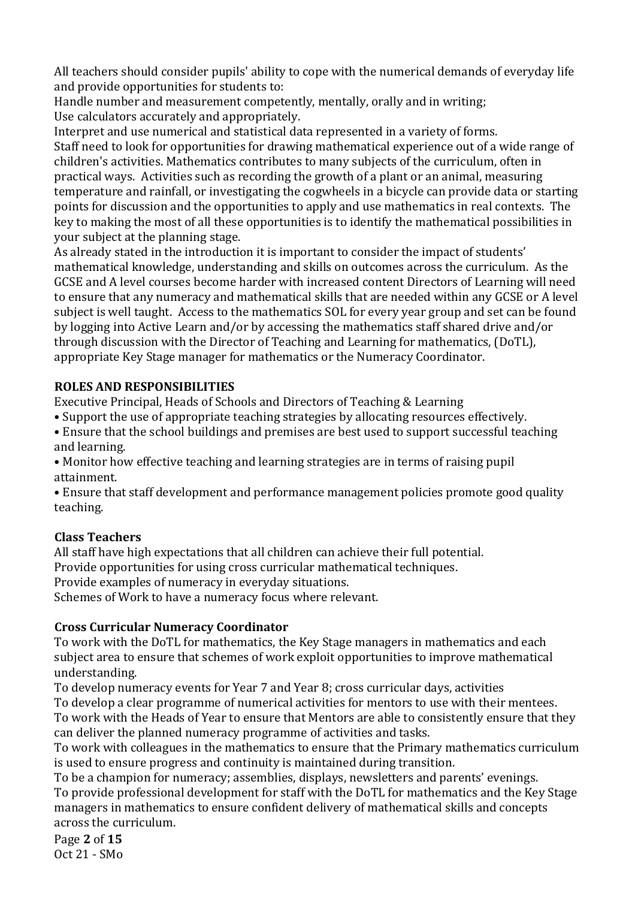All teachers should consider pupils' ability to cope with the numerical demands of everyday life and provide opportunities for students to:

Handle number and measurement competently, mentally, orally and in writing;

Use calculators accurately and appropriately.

Interpret and use numerical and statistical data represented in a variety of forms.

Staff need to look for opportunities for drawing mathematical experience out of a wide range of children's activities. Mathematics contributes to many subjects of the curriculum, often in practical ways. Activities such as recording the growth of a plant or an animal, measuring temperature and rainfall, or investigating the cogwheels in a bicycle can provide data or starting points for discussion and the opportunities to apply and use mathematics in real contexts. The key to making the most of all these opportunities is to identify the mathematical possibilities in your subject at the planning stage.

As already stated in the introduction it is important to consider the impact of students' mathematical knowledge, understanding and skills on outcomes across the curriculum. As the GCSE and A level courses become harder with increased content Directors of Learning will need to ensure that any numeracy and mathematical skills that are needed within any GCSE or A level subject is well taught. Access to the mathematics SOL for every year group and set can be found by logging into Active Learn and/or by accessing the mathematics staff shared drive and/or through discussion with the Director of Teaching and Learning for mathematics, (DoTL), appropriate Key Stage manager for mathematics or the Numeracy Coordinator.

## ROLES AND RESPONSIBILITIES

Executive Principal, Heads of Schools and Directors of Teaching & Learning

- Support the use of appropriate teaching strategies by allocating resources effectively.
- Ensure that the school buildings and premises are best used to support successful teaching and learning.
- Monitor how effective teaching and learning strategies are in terms of raising pupil attainment.
- Ensure that staff development and performance management policies promote good quality teaching.

### Class Teachers

All staff have high expectations that all children can achieve their full potential.

Provide opportunities for using cross curricular mathematical techniques.

Provide examples of numeracy in everyday situations.

Schemes of Work to have a numeracy focus where relevant.

### Cross Curricular Numeracy Coordinator

To work with the DoTL for mathematics, the Key Stage managers in mathematics and each subject area to ensure that schemes of work exploit opportunities to improve mathematical understanding.

To develop numeracy events for Year 7 and Year 8; cross curricular days, activities

To develop a clear programme of numerical activities for mentors to use with their mentees.

To work with the Heads of Year to ensure that Mentors are able to consistently ensure that they can deliver the planned numeracy programme of activities and tasks.

To work with colleagues in the mathematics to ensure that the Primary mathematics curriculum is used to ensure progress and continuity is maintained during transition.

To be a champion for numeracy; assemblies, displays, newsletters and parents' evenings.

To provide professional development for staff with the DoTL for mathematics and the Key Stage managers in mathematics to ensure confident delivery of mathematical skills and concepts across the curriculum.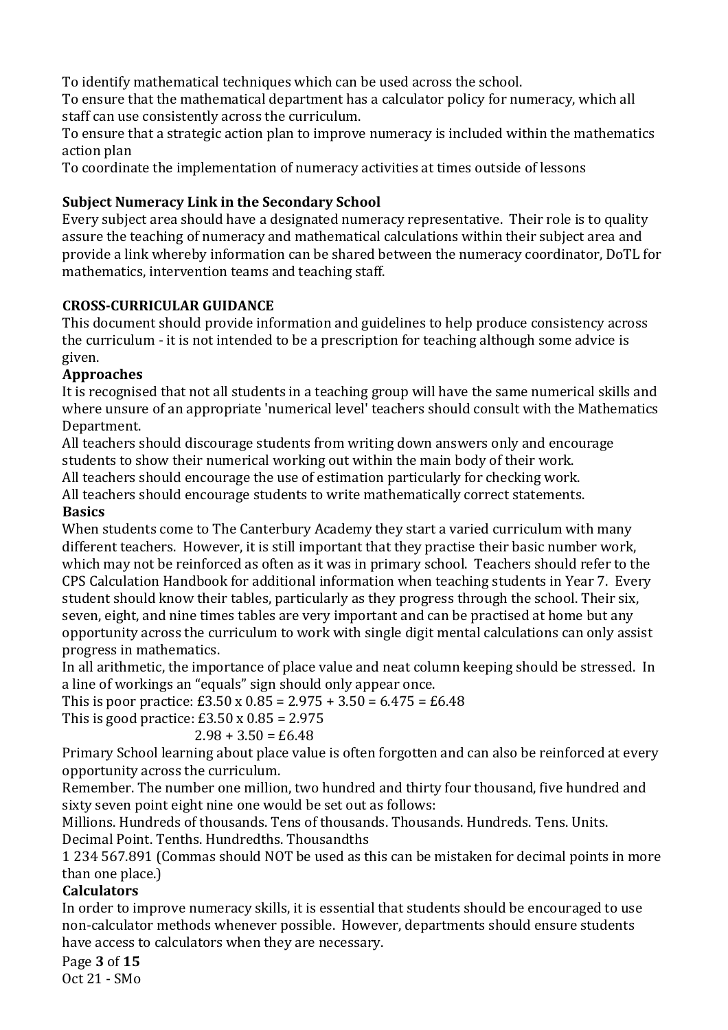To identify mathematical techniques which can be used across the school.
To ensure that the mathematical department has a calculator policy for numeracy, which all staff can use consistently across the curriculum.
To ensure that a strategic action plan to improve numeracy is included within the mathematics action plan
To coordinate the implementation of numeracy activities at times outside of lessons

### Subject Numeracy Link in the Secondary School

Every subject area should have a designated numeracy representative. Their role is to quality assure the teaching of numeracy and mathematical calculations within their subject area and provide a link whereby information can be shared between the numeracy coordinator, DoTL for mathematics, intervention teams and teaching staff.

## CROSS-CURRICULAR GUIDANCE

This document should provide information and guidelines to help produce consistency across the curriculum - it is not intended to be a prescription for teaching although some advice is given.

### Approaches

It is recognised that not all students in a teaching group will have the same numerical skills and where unsure of an appropriate 'numerical level' teachers should consult with the Mathematics Department.
All teachers should discourage students from writing down answers only and encourage students to show their numerical working out within the main body of their work.
All teachers should encourage the use of estimation particularly for checking work.
All teachers should encourage students to write mathematically correct statements.

### Basics

When students come to The Canterbury Academy they start a varied curriculum with many different teachers. However, it is still important that they practise their basic number work, which may not be reinforced as often as it was in primary school. Teachers should refer to the CPS Calculation Handbook for additional information when teaching students in Year 7. Every student should know their tables, particularly as they progress through the school. Their six, seven, eight, and nine times tables are very important and can be practised at home but any opportunity across the curriculum to work with single digit mental calculations can only assist progress in mathematics.
In all arithmetic, the importance of place value and neat column keeping should be stressed. In a line of workings an "equals" sign should only appear once.
This is poor practice: £3.50 x 0.85 = 2.975 + 3.50 = 6.475 = £6.48
This is good practice: £3.50 x 0.85 = 2.975
2.98 + 3.50 = £6.48
Primary School learning about place value is often forgotten and can also be reinforced at every opportunity across the curriculum.
Remember. The number one million, two hundred and thirty four thousand, five hundred and sixty seven point eight nine one would be set out as follows:
Millions. Hundreds of thousands. Tens of thousands. Thousands. Hundreds. Tens. Units. Decimal Point. Tenths. Hundredths. Thousandths
1 234 567.891 (Commas should NOT be used as this can be mistaken for decimal points in more than one place.)

### Calculators

In order to improve numeracy skills, it is essential that students should be encouraged to use non-calculator methods whenever possible. However, departments should ensure students have access to calculators when they are necessary.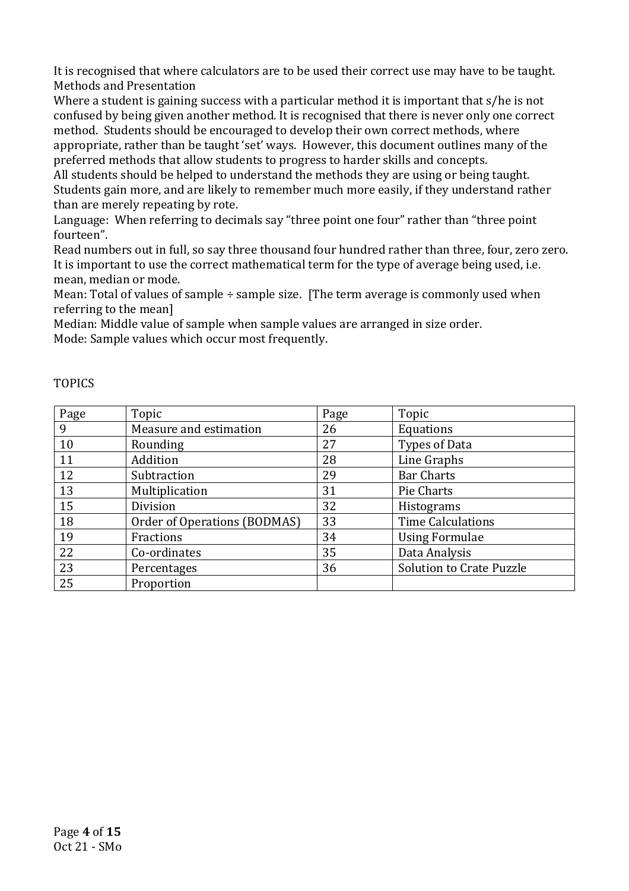It is recognised that where calculators are to be used their correct use may have to be taught.

Methods and Presentation

Where a student is gaining success with a particular method it is important that s/he is not confused by being given another method. It is recognised that there is never only one correct method. Students should be encouraged to develop their own correct methods, where appropriate, rather than be taught 'set' ways. However, this document outlines many of the preferred methods that allow students to progress to harder skills and concepts.

All students should be helped to understand the methods they are using or being taught. Students gain more, and are likely to remember much more easily, if they understand rather than are merely repeating by rote.

Language: When referring to decimals say "three point one four" rather than "three point fourteen".

Read numbers out in full, so say three thousand four hundred rather than three, four, zero zero.

It is important to use the correct mathematical term for the type of average being used, i.e. mean, median or mode.

Mean: Total of values of sample ÷ sample size. [The term average is commonly used when referring to the mean]

Median: Middle value of sample when sample values are arranged in size order.

Mode: Sample values which occur most frequently.

TOPICS

| Page | Topic | Page | Topic |
|---|---|---|---|
| 9 | Measure and estimation | 26 | Equations |
| 10 | Rounding | 27 | Types of Data |
| 11 | Addition | 28 | Line Graphs |
| 12 | Subtraction | 29 | Bar Charts |
| 13 | Multiplication | 31 | Pie Charts |
| 15 | Division | 32 | Histograms |
| 18 | Order of Operations (BODMAS) | 33 | Time Calculations |
| 19 | Fractions | 34 | Using Formulae |
| 22 | Co-ordinates | 35 | Data Analysis |
| 23 | Percentages | 36 | Solution to Crate Puzzle |
| 25 | Proportion | | |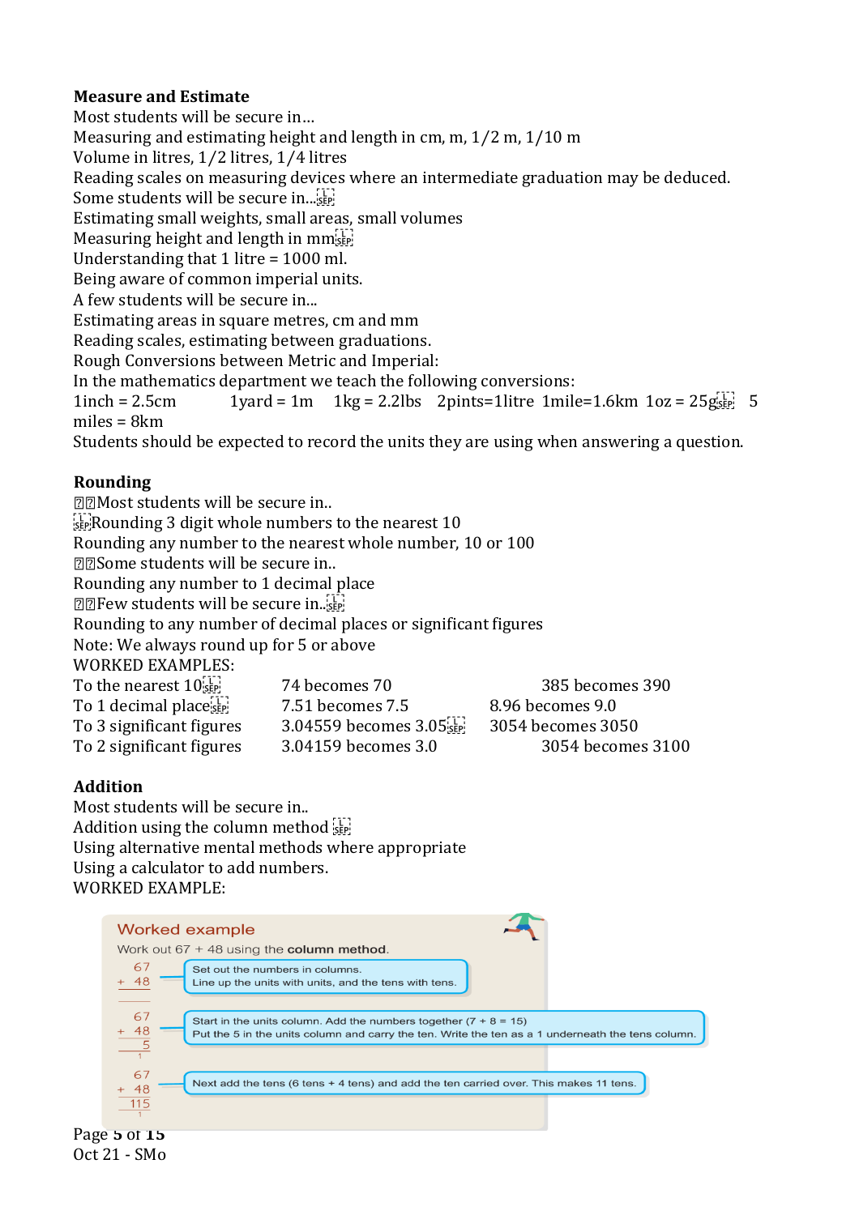**Measure and Estimate**

Most students will be secure in…

Measuring and estimating height and length in cm, m, 1/2 m, 1/10 m

Volume in litres, 1/2 litres, 1/4 litres

Reading scales on measuring devices where an intermediate graduation may be deduced.

Some students will be secure in...

Estimating small weights, small areas, small volumes

Measuring height and length in mm

Understanding that 1 litre = 1000 ml.

Being aware of common imperial units.

A few students will be secure in...

Estimating areas in square metres, cm and mm

Reading scales, estimating between graduations.

Rough Conversions between Metric and Imperial:

In the mathematics department we teach the following conversions:

1inch = 2.5cm 1yard = 1m 1kg = 2.2lbs 2pints=1litre 1mile=1.6km 1oz = 25g 5 miles = 8km

Students should be expected to record the units they are using when answering a question.

**Rounding**

Most students will be secure in..

Rounding 3 digit whole numbers to the nearest 10

Rounding any number to the nearest whole number, 10 or 100

Some students will be secure in..

Rounding any number to 1 decimal place

Few students will be secure in..

Rounding to any number of decimal places or significant figures

Note: We always round up for 5 or above

WORKED EXAMPLES:

| | | |
|---|---|---|
| To the nearest 10 | 74 becomes 70 | 385 becomes 390 |
| To 1 decimal place | 7.51 becomes 7.5 | 8.96 becomes 9.0 |
| To 3 significant figures | 3.04559 becomes 3.05 | 3054 becomes 3050 |
| To 2 significant figures | 3.04159 becomes 3.0 | 3054 becomes 3100 |

**Addition**

Most students will be secure in..

Addition using the column method

Using alternative mental methods where appropriate

Using a calculator to add numbers.

WORKED EXAMPLE:

**Worked example**

Work out 67 + 48 using the **column method**.

```
  67
+ 48
```
Set out the numbers in columns. Line up the units with units, and the tens with tens.

```
  67
+ 48
   5
  1
```
Start in the units column. Add the numbers together (7 + 8 = 15) Put the 5 in the units column and carry the ten. Write the ten as a 1 underneath the tens column.

```
  67
+ 48
 115
  1
```
Next add the tens (6 tens + 4 tens) and add the ten carried over. This makes 11 tens.

Oct 21 - SMo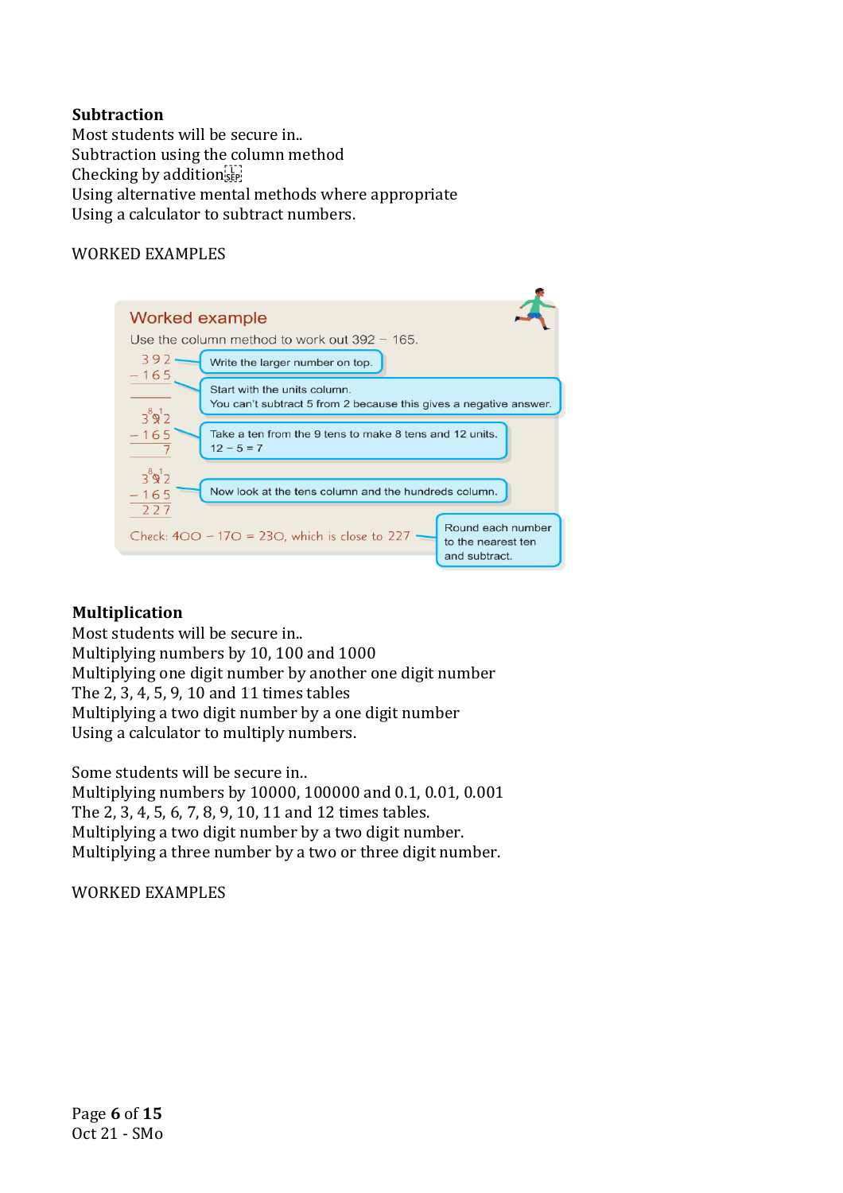**Subtraction**

Most students will be secure in..

Subtraction using the column method

Checking by addition

Using alternative mental methods where appropriate

Using a calculator to subtract numbers.

WORKED EXAMPLES

Worked example

Use the column method to work out 392 − 165.

```
  3 9 2
− 1 6 5
```
Write the larger number on top.

Start with the units column.
You can't subtract 5 from 2 because this gives a negative answer.

```
    8 1
  3 9̸ 2
− 1 6 5
      7
```
Take a ten from the 9 tens to make 8 tens and 12 units.
$12 - 5 = 7$

```
    8 1
  3 9̸ 2
− 1 6 5
  2 2 7
```
Now look at the tens column and the hundreds column.

Check: $400 - 170 = 230$, which is close to 227

Round each number to the nearest ten and subtract.

**Multiplication**

Most students will be secure in..

Multiplying numbers by 10, 100 and 1000

Multiplying one digit number by another one digit number

The 2, 3, 4, 5, 9, 10 and 11 times tables

Multiplying a two digit number by a one digit number

Using a calculator to multiply numbers.

Some students will be secure in..

Multiplying numbers by 10000, 100000 and 0.1, 0.01, 0.001

The 2, 3, 4, 5, 6, 7, 8, 9, 10, 11 and 12 times tables.

Multiplying a two digit number by a two digit number.

Multiplying a three number by a two or three digit number.

WORKED EXAMPLES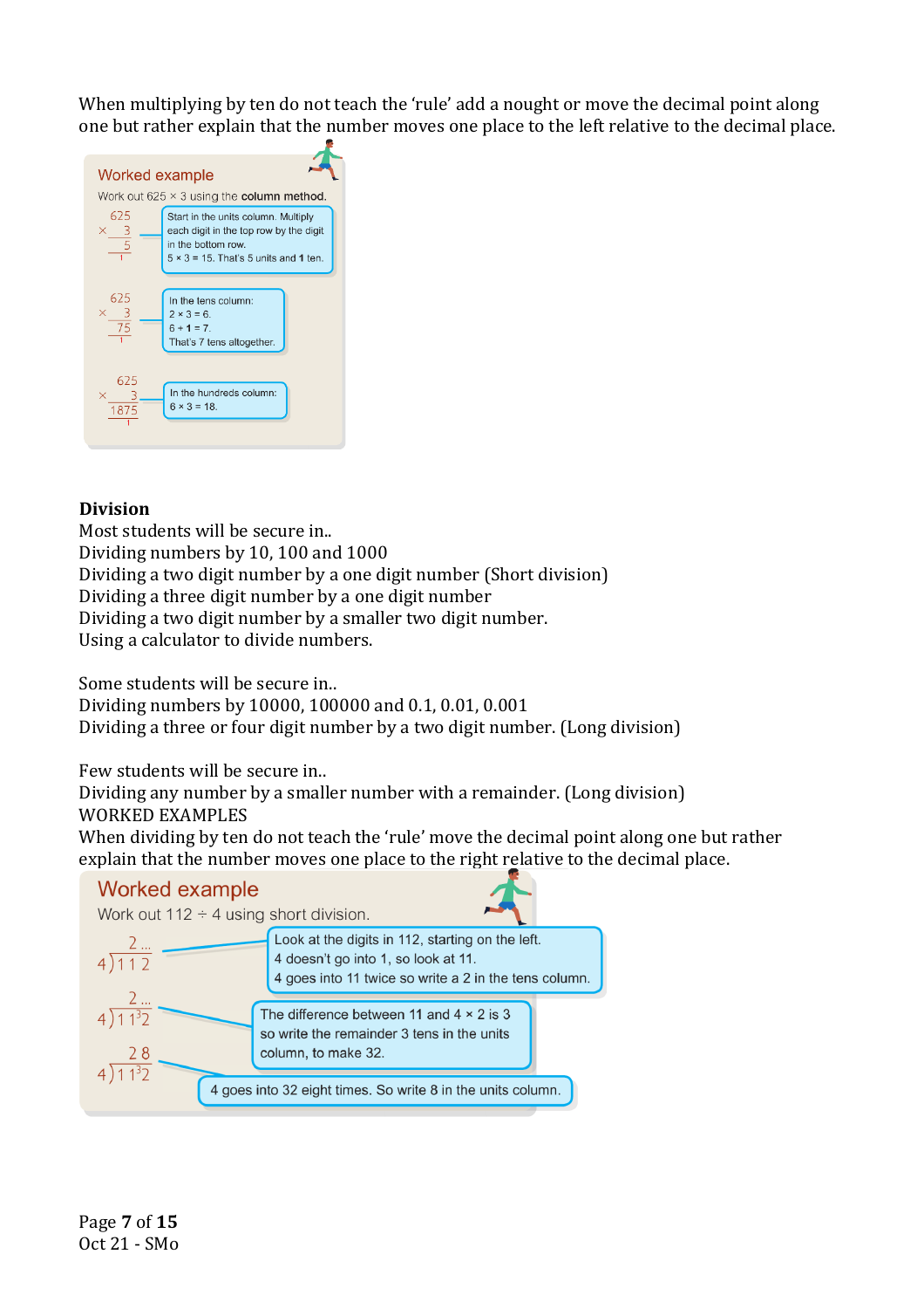When multiplying by ten do not teach the 'rule' add a nought or move the decimal point along one but rather explain that the number moves one place to the left relative to the decimal place.

**Worked example**

Work out 625 × 3 using the **column method**.

```
  625
×   3
  ---
    5
    1
```

Start in the units column. Multiply each digit in the top row by the digit in the bottom row.
5 × 3 = 15. That's 5 units and **1** ten.

```
  625
×   3
  ---
   75
    1
```

In the tens column:
2 × 3 = 6.
6 + **1** = 7.
That's 7 tens altogether.

```
  625
×   3
 ----
 1875
    1
```

In the hundreds column:
6 × 3 = 18.

**Division**

Most students will be secure in..
Dividing numbers by 10, 100 and 1000
Dividing a two digit number by a one digit number (Short division)
Dividing a three digit number by a one digit number
Dividing a two digit number by a smaller two digit number.
Using a calculator to divide numbers.

Some students will be secure in..
Dividing numbers by 10000, 100000 and 0.1, 0.01, 0.001
Dividing a three or four digit number by a two digit number. (Long division)

Few students will be secure in..
Dividing any number by a smaller number with a remainder. (Long division)
WORKED EXAMPLES
When dividing by ten do not teach the 'rule' move the decimal point along one but rather explain that the number moves one place to the right relative to the decimal place.

**Worked example**

Work out 112 ÷ 4 using short division.

```
   2 ...
4)1 1 2
```

Look at the digits in 112, starting on the left.
4 doesn't go into 1, so look at 11.
4 goes into 11 twice so write a 2 in the tens column.

```
   2 ...
4)1 1 ³2
```

The difference between 11 and 4 × 2 is 3 so write the remainder 3 tens in the units column, to make 32.

```
   2 8
4)1 1 ³2
```

4 goes into 32 eight times. So write 8 in the units column.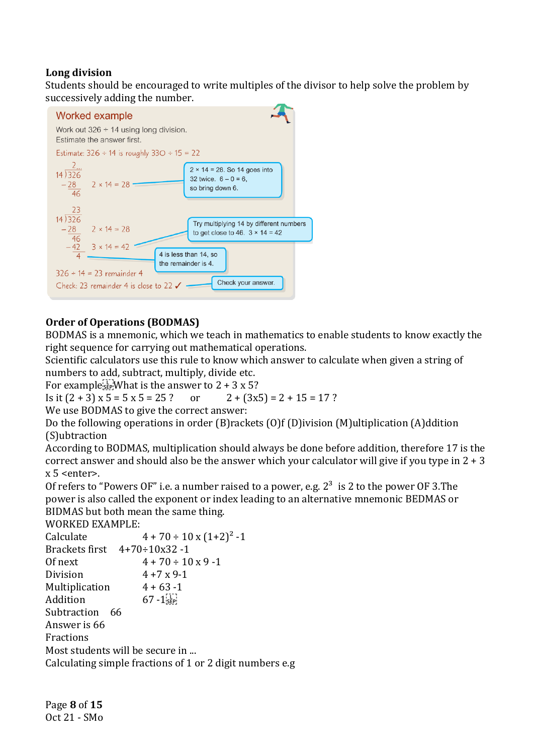**Long division**

Students should be encouraged to write multiples of the divisor to help solve the problem by successively adding the number.

**Worked example**

Work out 326 ÷ 14 using long division.
Estimate the answer first.

Estimate: 326 ÷ 14 is roughly 330 ÷ 15 = 22

```
    2..
14)326
  -28      2 × 14 = 28
   46
```

2 × 14 = 28. So 14 goes into 32 twice. 6 − 0 = 6, so bring down 6.

```
    23
14)326
  -28      2 × 14 = 28
   46
  -42      3 × 14 = 42
    4
```

Try multiplying 14 by different numbers to get close to 46. 3 × 14 = 42

4 is less than 14, so the remainder is 4.

326 ÷ 14 = 23 remainder 4

Check: 23 remainder 4 is close to 22 ✓

Check your answer.

**Order of Operations (BODMAS)**

BODMAS is a mnemonic, which we teach in mathematics to enable students to know exactly the right sequence for carrying out mathematical operations.

Scientific calculators use this rule to know which answer to calculate when given a string of numbers to add, subtract, multiply, divide etc.

For example What is the answer to 2 + 3 x 5?

Is it (2 + 3) x 5 = 5 x 5 = 25 ?     or     2 + (3x5) = 2 + 15 = 17 ?

We use BODMAS to give the correct answer:

Do the following operations in order (B)rackets (O)f (D)ivision (M)ultiplication (A)ddition (S)ubtraction

According to BODMAS, multiplication should always be done before addition, therefore 17 is the correct answer and should also be the answer which your calculator will give if you type in 2 + 3 x 5 <enter>.

Of refers to "Powers OF" i.e. a number raised to a power, e.g. $2^3$ is 2 to the power OF 3.The power is also called the exponent or index leading to an alternative mnemonic BEDMAS or BIDMAS but both mean the same thing.

WORKED EXAMPLE:

Calculate $4 + 70 \div 10 \times (1+2)^2 - 1$

Brackets first 4+70÷10x32 -1

Of next 4 + 70 ÷ 10 x 9 -1

Division 4 +7 x 9-1

Multiplication 4 + 63 -1

Addition 67 -1

Subtraction 66

Answer is 66

Fractions

Most students will be secure in ...

Calculating simple fractions of 1 or 2 digit numbers e.g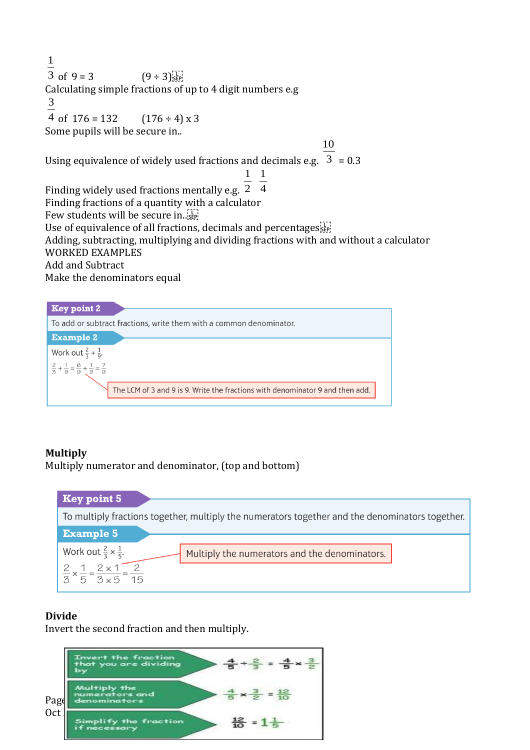$\frac{1}{3}$ of 9 = 3 (9 ÷ 3)

Calculating simple fractions of up to 4 digit numbers e.g

$\frac{3}{4}$ of 176 = 132 (176 ÷ 4) x 3

Some pupils will be secure in..

Using equivalence of widely used fractions and decimals e.g. $\frac{10}{3}$ = 0.3

Finding widely used fractions mentally e.g. $\frac{1}{2}$ $\frac{1}{4}$

Finding fractions of a quantity with a calculator

Few students will be secure in..

Use of equivalence of all fractions, decimals and percentages

Adding, subtracting, multiplying and dividing fractions with and without a calculator

WORKED EXAMPLES

Add and Subtract

Make the denominators equal

**Key point 2**

To add or subtract fractions, write them with a common denominator.

**Example 2**

Work out $\frac{2}{3} + \frac{1}{9}$.

$\frac{2}{3} + \frac{1}{9} = \frac{6}{9} + \frac{1}{9} = \frac{7}{9}$

The LCM of 3 and 9 is 9. Write the fractions with denominator 9 and then add.

**Multiply**

Multiply numerator and denominator, (top and bottom)

**Key point 5**

To multiply fractions together, multiply the numerators together and the denominators together.

**Example 5**

Work out $\frac{2}{3} \times \frac{1}{5}$.

$\frac{2}{3} \times \frac{1}{5} = \frac{2 \times 1}{3 \times 5} = \frac{2}{15}$

Multiply the numerators and the denominators.

**Divide**

Invert the second fraction and then multiply.

Invert the fraction that you are dividing by: $\frac{4}{5} \div \frac{2}{3} = \frac{4}{5} \times \frac{3}{2}$

Multiply the numerators and denominators: $\frac{4}{5} \times \frac{3}{2} = \frac{12}{10}$

Simplify the fraction if necessary: $\frac{12}{10} = 1\frac{1}{5}$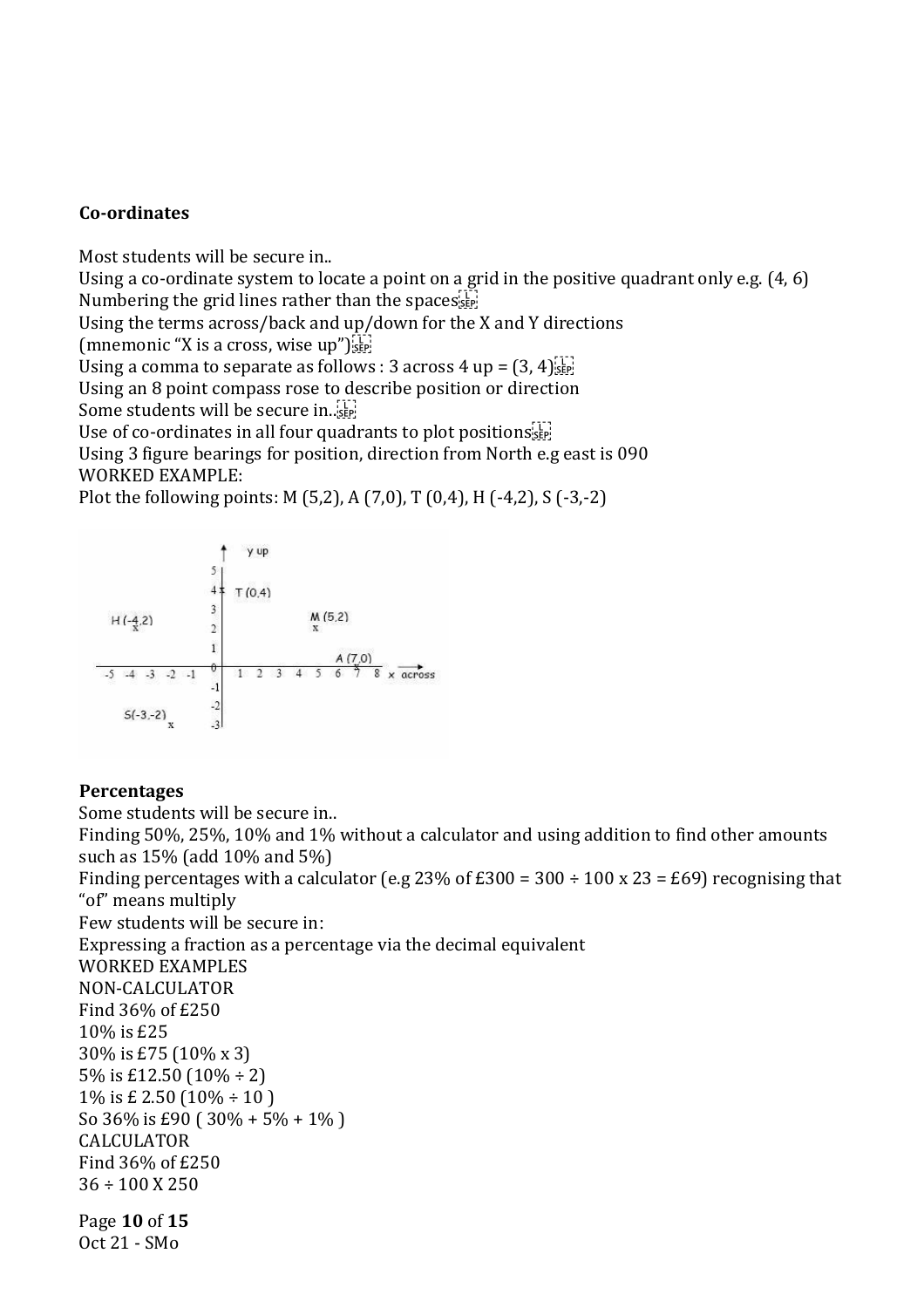**Co-ordinates**

Most students will be secure in..

Using a co-ordinate system to locate a point on a grid in the positive quadrant only e.g. (4, 6)

Numbering the grid lines rather than the spaces

Using the terms across/back and up/down for the X and Y directions

(mnemonic "X is a cross, wise up")

Using a comma to separate as follows : 3 across 4 up = (3, 4)

Using an 8 point compass rose to describe position or direction

Some students will be secure in..

Use of co-ordinates in all four quadrants to plot positions

Using 3 figure bearings for position, direction from North e.g east is 090

WORKED EXAMPLE:

Plot the following points: M (5,2), A (7,0), T (0,4), H (-4,2), S (-3,-2)

**Percentages**

Some students will be secure in..

Finding 50%, 25%, 10% and 1% without a calculator and using addition to find other amounts such as 15% (add 10% and 5%)

Finding percentages with a calculator (e.g 23% of £300 = 300 ÷ 100 x 23 = £69) recognising that "of" means multiply

Few students will be secure in:

Expressing a fraction as a percentage via the decimal equivalent

WORKED EXAMPLES

NON-CALCULATOR

Find 36% of £250

10% is £25

30% is £75 (10% x 3)

5% is £12.50 (10% ÷ 2)

1% is £ 2.50 (10% ÷ 10 )

So 36% is £90 ( 30% + 5% + 1% )

CALCULATOR

Find 36% of £250

36 ÷ 100 X 250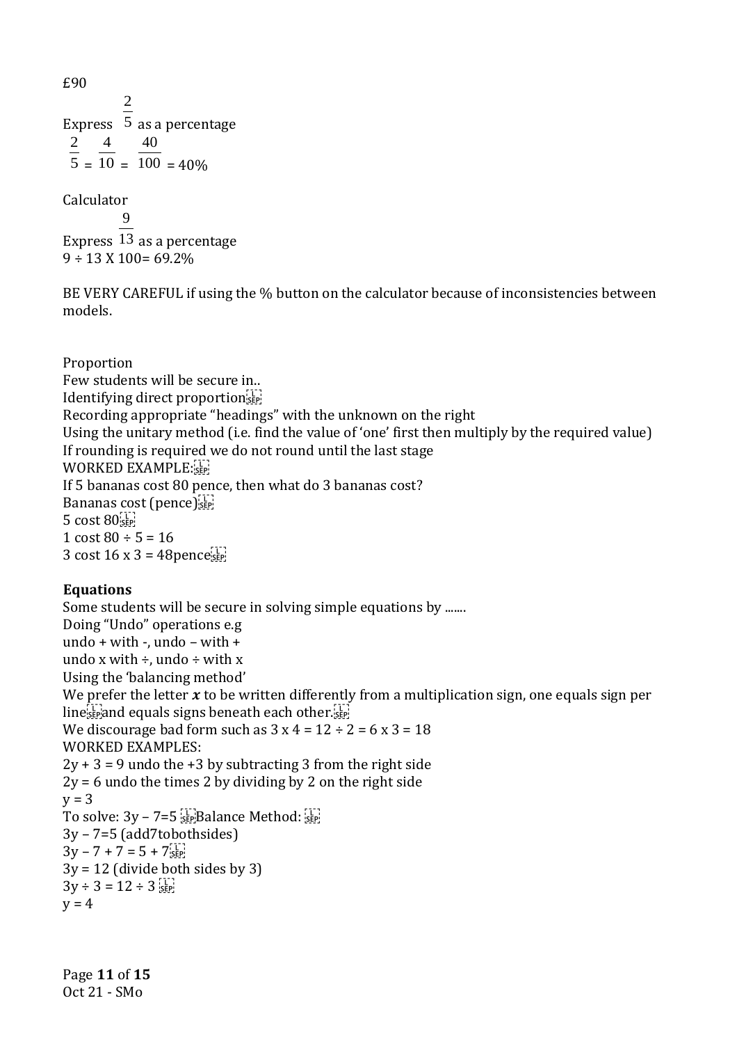£90

Express $\frac{2}{5}$ as a percentage

$\frac{2}{5} = \frac{4}{10} = \frac{40}{100} = 40\%$

Calculator

Express $\frac{9}{13}$ as a percentage

9 ÷ 13 X 100= 69.2%

BE VERY CAREFUL if using the % button on the calculator because of inconsistencies between models.

Proportion

Few students will be secure in..

Identifying direct proportion

Recording appropriate “headings” with the unknown on the right

Using the unitary method (i.e. find the value of ‘one’ first then multiply by the required value)

If rounding is required we do not round until the last stage

WORKED EXAMPLE:

If 5 bananas cost 80 pence, then what do 3 bananas cost?

Bananas cost (pence)

5 cost 80

1 cost 80 ÷ 5 = 16

3 cost 16 x 3 = 48pence

**Equations**

Some students will be secure in solving simple equations by .......

Doing “Undo” operations e.g

undo + with -, undo – with +

undo x with ÷, undo ÷ with x

Using the ‘balancing method’

We prefer the letter ***x*** to be written differently from a multiplication sign, one equals sign per line and equals signs beneath each other.

We discourage bad form such as 3 x 4 = 12 ÷ 2 = 6 x 3 = 18

WORKED EXAMPLES:

2y + 3 = 9 undo the +3 by subtracting 3 from the right side

2y = 6 undo the times 2 by dividing by 2 on the right side

y = 3

To solve: 3y – 7=5 Balance Method:

3y – 7=5 (add7tobothsides)

3y – 7 + 7 = 5 + 7

3y = 12 (divide both sides by 3)

3y ÷ 3 = 12 ÷ 3

y = 4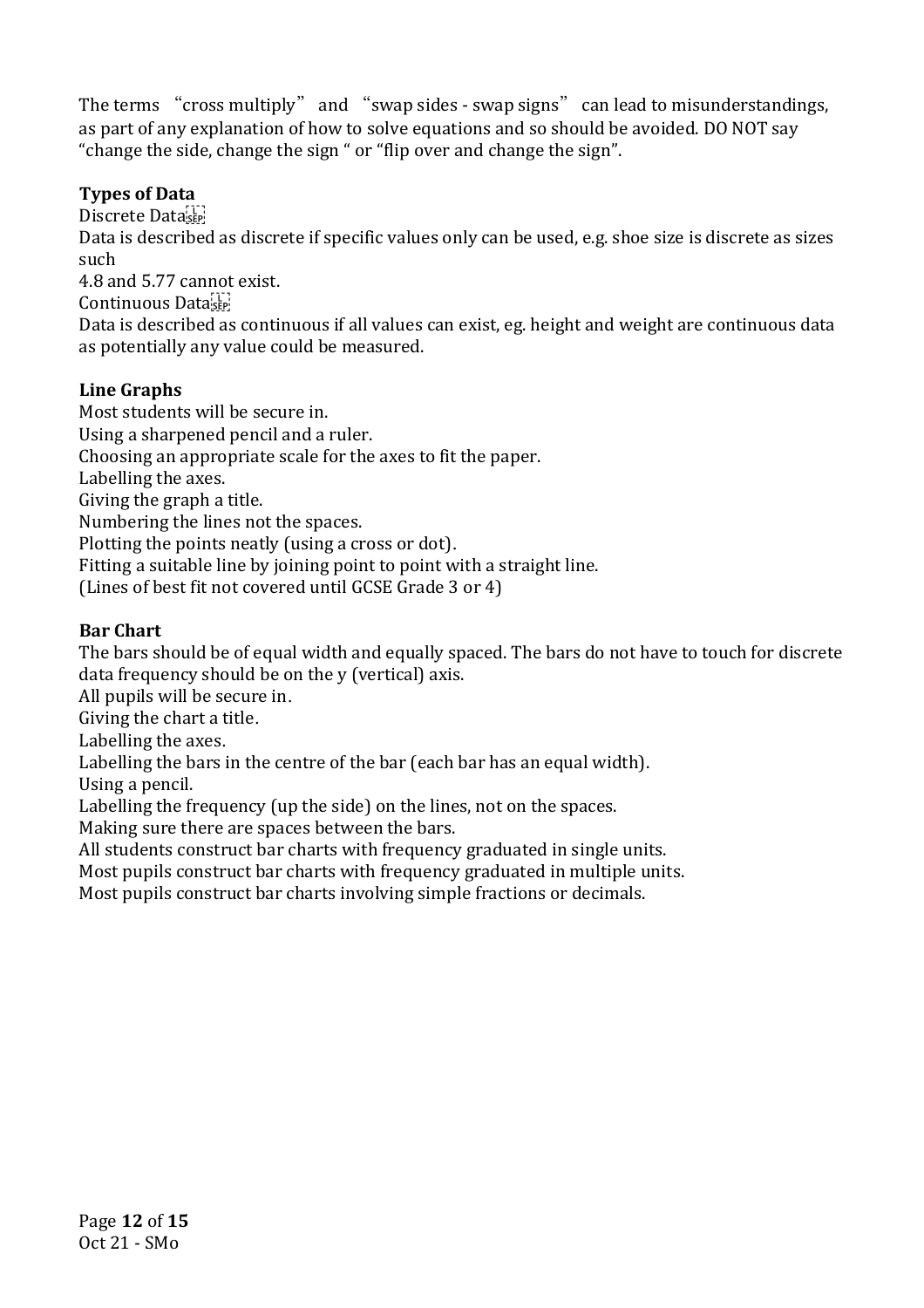The terms "cross multiply" and "swap sides - swap signs" can lead to misunderstandings, as part of any explanation of how to solve equations and so should be avoided. DO NOT say "change the side, change the sign " or "flip over and change the sign".

**Types of Data**

Discrete Data

Data is described as discrete if specific values only can be used, e.g. shoe size is discrete as sizes such
4.8 and 5.77 cannot exist.

Continuous Data

Data is described as continuous if all values can exist, eg. height and weight are continuous data as potentially any value could be measured.

**Line Graphs**

Most students will be secure in.
Using a sharpened pencil and a ruler.
Choosing an appropriate scale for the axes to fit the paper.
Labelling the axes.
Giving the graph a title.
Numbering the lines not the spaces.
Plotting the points neatly (using a cross or dot).
Fitting a suitable line by joining point to point with a straight line.
(Lines of best fit not covered until GCSE Grade 3 or 4)

**Bar Chart**

The bars should be of equal width and equally spaced. The bars do not have to touch for discrete data frequency should be on the y (vertical) axis.
All pupils will be secure in.
Giving the chart a title.
Labelling the axes.
Labelling the bars in the centre of the bar (each bar has an equal width).
Using a pencil.
Labelling the frequency (up the side) on the lines, not on the spaces.
Making sure there are spaces between the bars.
All students construct bar charts with frequency graduated in single units.
Most pupils construct bar charts with frequency graduated in multiple units.
Most pupils construct bar charts involving simple fractions or decimals.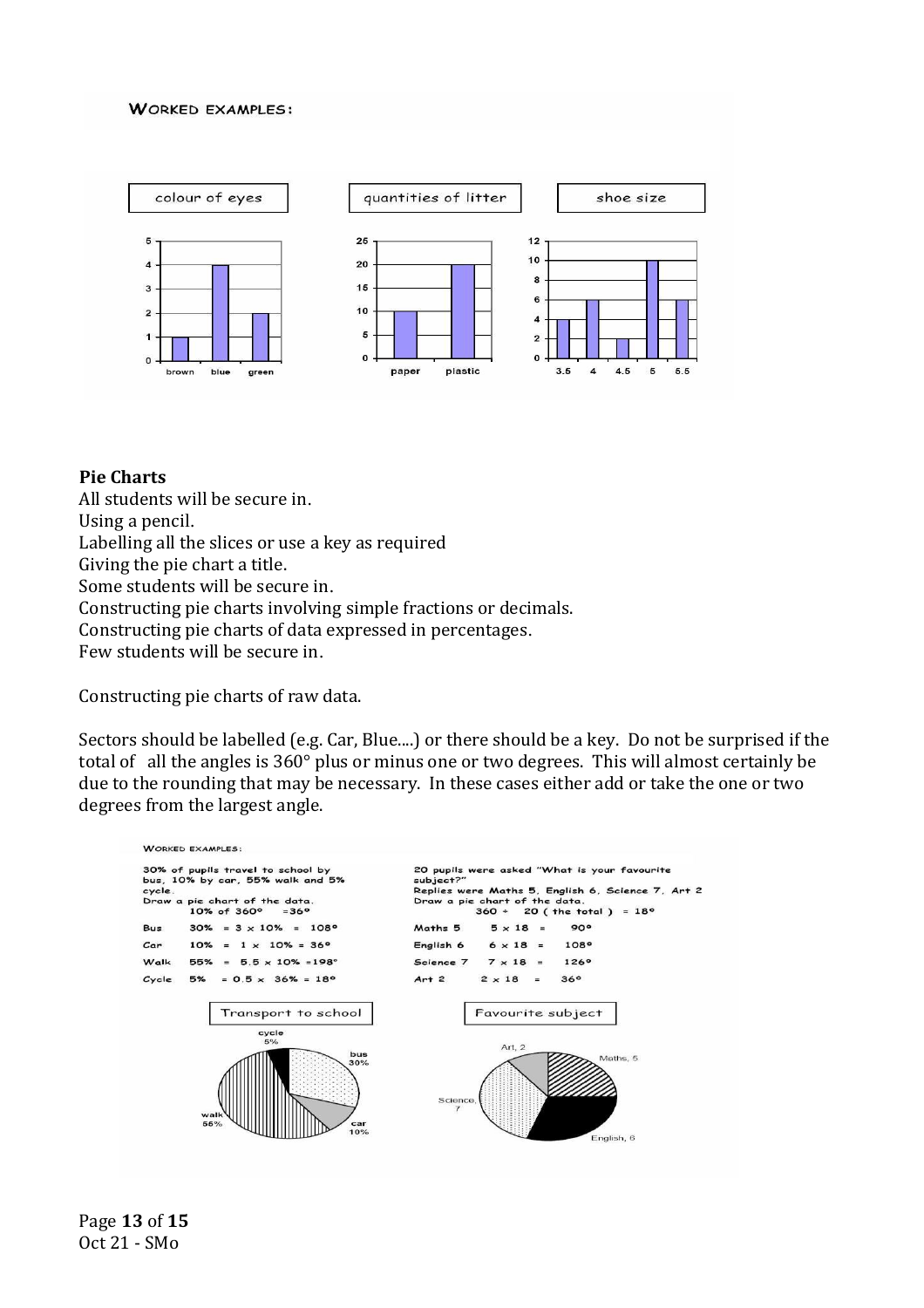WORKED EXAMPLES:

## Pie Charts

All students will be secure in.
Using a pencil.
Labelling all the slices or use a key as required
Giving the pie chart a title.
Some students will be secure in.
Constructing pie charts involving simple fractions or decimals.
Constructing pie charts of data expressed in percentages.
Few students will be secure in.

Constructing pie charts of raw data.

Sectors should be labelled (e.g. Car, Blue....) or there should be a key. Do not be surprised if the total of all the angles is 360° plus or minus one or two degrees. This will almost certainly be due to the rounding that may be necessary. In these cases either add or take the one or two degrees from the largest angle.

WORKED EXAMPLES:

30% of pupils travel to school by bus, 10% by car, 55% walk and 5% cycle.
Draw a pie chart of the data.
10% of 360° = 36°

| | | |
|---|---|---|
| Bus | 30% = 3 x 10% = 108° | |
| Car | 10% = 1 x 10% = 36° | |
| Walk | 55% = 5.5 x 10% =198° | |
| Cycle | 5% = 0.5 x 36% = 18° | |

20 pupils were asked "What is your favourite subject?"
Replies were Maths 5, English 6, Science 7, Art 2
Draw a pie chart of the data.
360 ÷ 20 ( the total ) = 18°

| | | |
|---|---|---|
| Maths 5 | 5 x 18 = | 90° |
| English 6 | 6 x 18 = | 108° |
| Science 7 | 7 x 18 = | 126° |
| Art 2 | 2 x 18 = | 36° |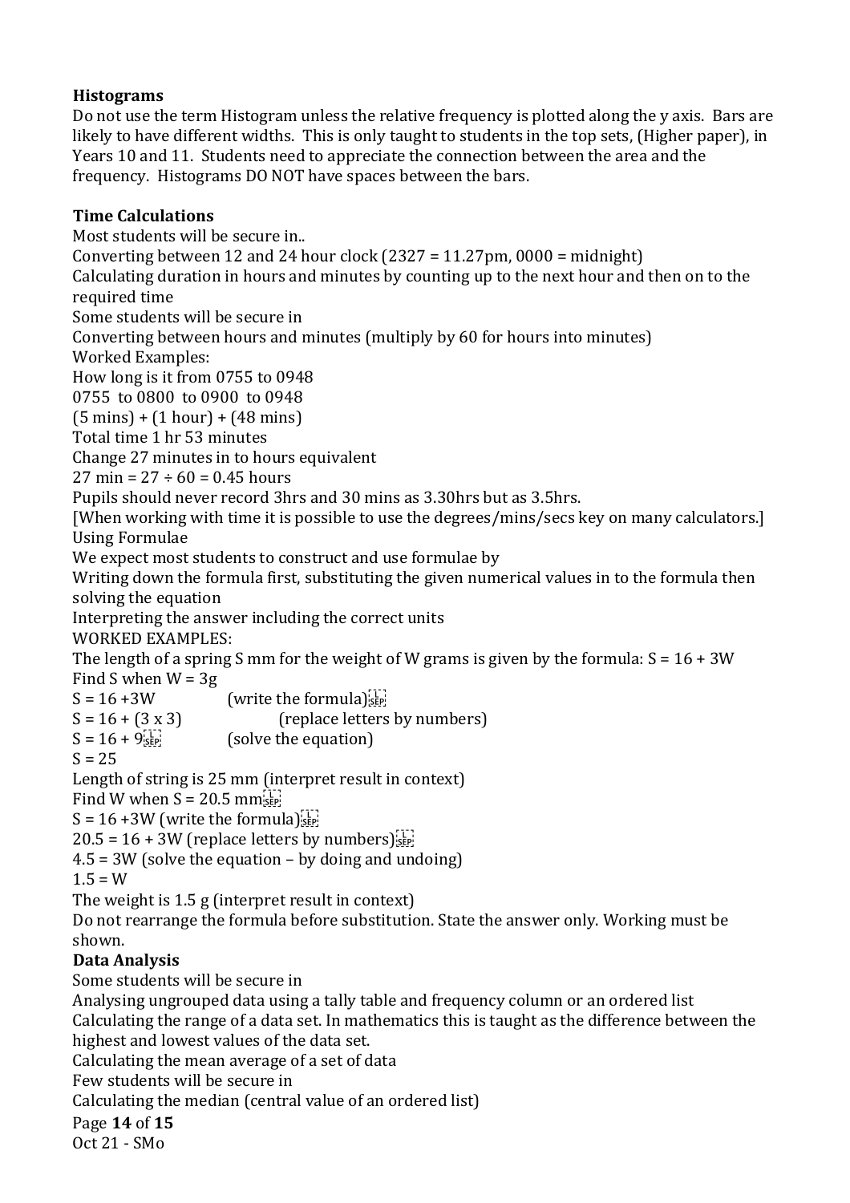**Histograms**

Do not use the term Histogram unless the relative frequency is plotted along the y axis. Bars are likely to have different widths. This is only taught to students in the top sets, (Higher paper), in Years 10 and 11. Students need to appreciate the connection between the area and the frequency. Histograms DO NOT have spaces between the bars.

**Time Calculations**

Most students will be secure in..

Converting between 12 and 24 hour clock (2327 = 11.27pm, 0000 = midnight)

Calculating duration in hours and minutes by counting up to the next hour and then on to the required time

Some students will be secure in

Converting between hours and minutes (multiply by 60 for hours into minutes)

Worked Examples:

How long is it from 0755 to 0948

0755 to 0800 to 0900 to 0948

(5 mins) + (1 hour) + (48 mins)

Total time 1 hr 53 minutes

Change 27 minutes in to hours equivalent

27 min = 27 ÷ 60 = 0.45 hours

Pupils should never record 3hrs and 30 mins as 3.30hrs but as 3.5hrs.

[When working with time it is possible to use the degrees/mins/secs key on many calculators.]

Using Formulae

We expect most students to construct and use formulae by

Writing down the formula first, substituting the given numerical values in to the formula then solving the equation

Interpreting the answer including the correct units

WORKED EXAMPLES:

The length of a spring S mm for the weight of W grams is given by the formula: $S = 16 + 3W$

Find S when W = 3g

$S = 16 + 3W$ (write the formula)

$S = 16 + (3 \times 3)$ (replace letters by numbers)

$S = 16 + 9$ (solve the equation)

$S = 25$

Length of string is 25 mm (interpret result in context)

Find W when S = 20.5 mm

$S = 16 + 3W$ (write the formula)

$20.5 = 16 + 3W$ (replace letters by numbers)

$4.5 = 3W$ (solve the equation – by doing and undoing)

$1.5 = W$

The weight is 1.5 g (interpret result in context)

Do not rearrange the formula before substitution. State the answer only. Working must be shown.

**Data Analysis**

Some students will be secure in

Analysing ungrouped data using a tally table and frequency column or an ordered list

Calculating the range of a data set. In mathematics this is taught as the difference between the highest and lowest values of the data set.

Calculating the mean average of a set of data

Few students will be secure in

Calculating the median (central value of an ordered list)

Oct 21 - SMo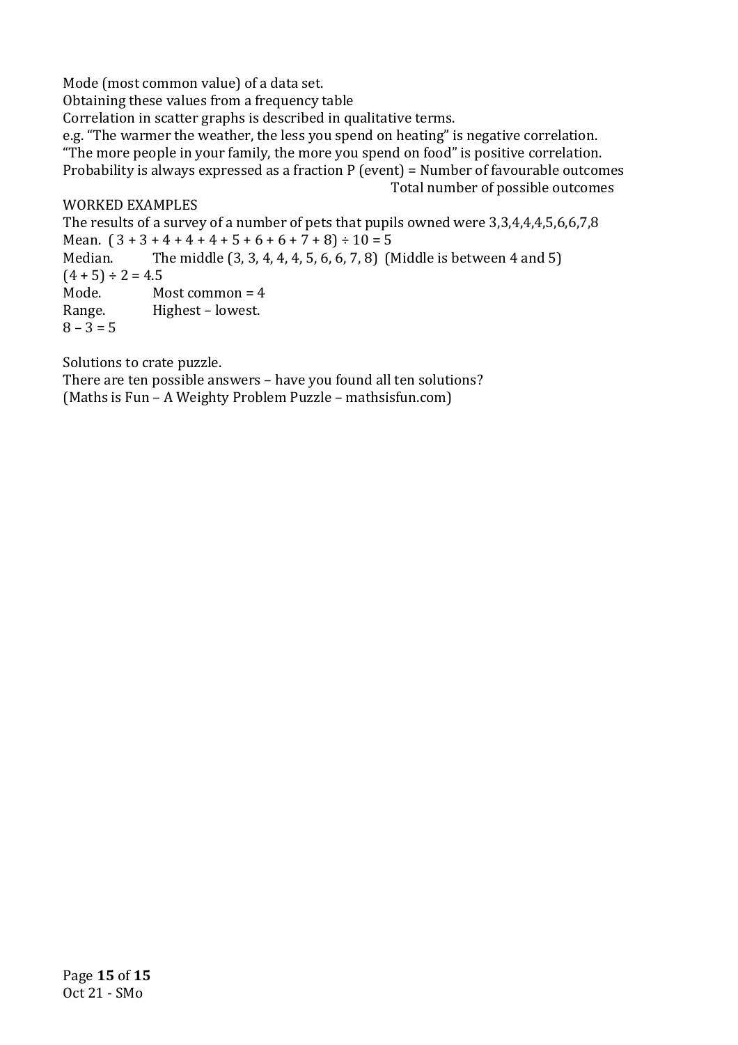Mode (most common value) of a data set.
Obtaining these values from a frequency table
Correlation in scatter graphs is described in qualitative terms.
e.g. "The warmer the weather, the less you spend on heating" is negative correlation.
"The more people in your family, the more you spend on food" is positive correlation.
Probability is always expressed as a fraction P (event) = $\frac{\text{Number of favourable outcomes}}{\text{Total number of possible outcomes}}$

WORKED EXAMPLES

The results of a survey of a number of pets that pupils owned were 3,3,4,4,4,5,6,6,7,8

Mean. $(3 + 3 + 4 + 4 + 4 + 5 + 6 + 6 + 7 + 8) \div 10 = 5$

Median. The middle (3, 3, 4, 4, 4, 5, 6, 6, 7, 8) (Middle is between 4 and 5)
$(4 + 5) \div 2 = 4.5$

Mode. Most common = 4

Range. Highest – lowest.
$8 - 3 = 5$

Solutions to crate puzzle.
There are ten possible answers – have you found all ten solutions?
(Maths is Fun – A Weighty Problem Puzzle – mathsisfun.com)

Oct 21 - SMo